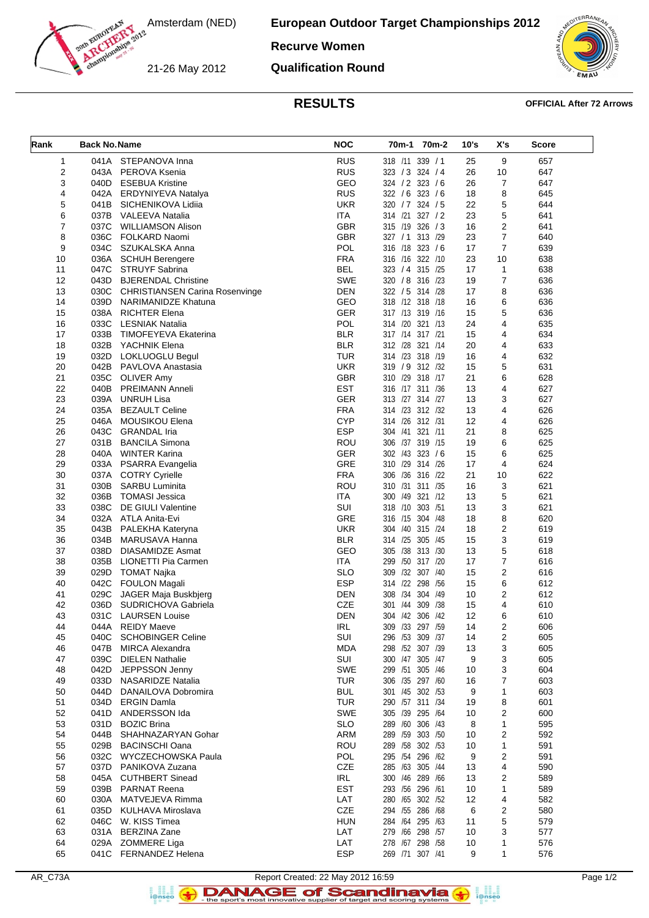Amsterdam (NED)

21-26 May 2012

# European Outdoor Target Championships 2012

## Recurve Women

## Qualification Round

## RESULTS

**OFFICIAL After 72 Arrows**

| Rank | Back No. | Name | NOC | 70m-1 | 70m-2 | 10's | X's | Score |
|---|---|---|---|---|---|---|---|---|
| 1 | 041A | STEPANOVA Inna | RUS | 318 /11 | 339 / 1 | 25 | 9 | 657 |
| 2 | 043A | PEROVA Ksenia | RUS | 323 / 3 | 324 / 4 | 26 | 10 | 647 |
| 3 | 040D | ESEBUA Kristine | GEO | 324 / 2 | 323 / 6 | 26 | 7 | 647 |
| 4 | 042A | ERDYNIYEVA Natalya | RUS | 322 / 6 | 323 / 6 | 18 | 8 | 645 |
| 5 | 041B | SICHENIKOVA Lidiia | UKR | 320 / 7 | 324 / 5 | 22 | 5 | 644 |
| 6 | 037B | VALEEVA Natalia | ITA | 314 /21 | 327 / 2 | 23 | 5 | 641 |
| 7 | 037C | WILLIAMSON Alison | GBR | 315 /19 | 326 / 3 | 16 | 2 | 641 |
| 8 | 036C | FOLKARD Naomi | GBR | 327 / 1 | 313 /29 | 23 | 7 | 640 |
| 9 | 034C | SZUKALSKA Anna | POL | 316 /18 | 323 / 6 | 17 | 7 | 639 |
| 10 | 036A | SCHUH Berengere | FRA | 316 /16 | 322 /10 | 23 | 10 | 638 |
| 11 | 047C | STRUYF Sabrina | BEL | 323 / 4 | 315 /25 | 17 | 1 | 638 |
| 12 | 043D | BJERENDAL Christine | SWE | 320 / 8 | 316 /23 | 19 | 7 | 636 |
| 13 | 030C | CHRISTIANSEN Carina Rosenvinge | DEN | 322 / 5 | 314 /28 | 17 | 8 | 636 |
| 14 | 039D | NARIMANIDZE Khatuna | GEO | 318 /12 | 318 /18 | 16 | 6 | 636 |
| 15 | 038A | RICHTER Elena | GER | 317 /13 | 319 /16 | 15 | 5 | 636 |
| 16 | 033C | LESNIAK Natalia | POL | 314 /20 | 321 /13 | 24 | 4 | 635 |
| 17 | 033B | TIMOFEYEVA Ekaterina | BLR | 317 /14 | 317 /21 | 15 | 4 | 634 |
| 18 | 032B | YACHNIK Elena | BLR | 312 /28 | 321 /14 | 20 | 4 | 633 |
| 19 | 032D | LOKLUOGLU Begul | TUR | 314 /23 | 318 /19 | 16 | 4 | 632 |
| 20 | 042B | PAVLOVA Anastasia | UKR | 319 / 9 | 312 /32 | 15 | 5 | 631 |
| 21 | 035C | OLIVER Amy | GBR | 310 /29 | 318 /17 | 21 | 6 | 628 |
| 22 | 040B | PREIMANN Anneli | EST | 316 /17 | 311 /36 | 13 | 4 | 627 |
| 23 | 039A | UNRUH Lisa | GER | 313 /27 | 314 /27 | 13 | 3 | 627 |
| 24 | 035A | BEZAULT Celine | FRA | 314 /23 | 312 /32 | 13 | 4 | 626 |
| 25 | 046A | MOUSIKOU Elena | CYP | 314 /26 | 312 /31 | 12 | 4 | 626 |
| 26 | 043C | GRANDAL Iria | ESP | 304 /41 | 321 /11 | 21 | 8 | 625 |
| 27 | 031B | BANCILA Simona | ROU | 306 /37 | 319 /15 | 19 | 6 | 625 |
| 28 | 040A | WINTER Karina | GER | 302 /43 | 323 / 6 | 15 | 6 | 625 |
| 29 | 033A | PSARRA Evangelia | GRE | 310 /29 | 314 /26 | 17 | 4 | 624 |
| 30 | 037A | COTRY Cyrielle | FRA | 306 /36 | 316 /22 | 21 | 10 | 622 |
| 31 | 030B | SARBU Luminita | ROU | 310 /31 | 311 /35 | 16 | 3 | 621 |
| 32 | 036B | TOMASI Jessica | ITA | 300 /49 | 321 /12 | 13 | 5 | 621 |
| 33 | 038C | DE GIULI Valentine | SUI | 318 /10 | 303 /51 | 13 | 3 | 621 |
| 34 | 032A | ATLA Anita-Evi | GRE | 316 /15 | 304 /48 | 18 | 8 | 620 |
| 35 | 043B | PALEKHA Kateryna | UKR | 304 /40 | 315 /24 | 18 | 2 | 619 |
| 36 | 034B | MARUSAVA Hanna | BLR | 314 /25 | 305 /45 | 15 | 3 | 619 |
| 37 | 038D | DIASAMIDZE Asmat | GEO | 305 /38 | 313 /30 | 13 | 5 | 618 |
| 38 | 035B | LIONETTI Pia Carmen | ITA | 299 /50 | 317 /20 | 17 | 7 | 616 |
| 39 | 029D | TOMAT Najka | SLO | 309 /32 | 307 /40 | 15 | 2 | 616 |
| 40 | 042C | FOULON Magali | ESP | 314 /22 | 298 /56 | 15 | 6 | 612 |
| 41 | 029C | JAGER Maja Buskbjerg | DEN | 308 /34 | 304 /49 | 10 | 2 | 612 |
| 42 | 036D | SUDRICHOVA Gabriela | CZE | 301 /44 | 309 /38 | 15 | 4 | 610 |
| 43 | 031C | LAURSEN Louise | DEN | 304 /42 | 306 /42 | 12 | 6 | 610 |
| 44 | 044A | REIDY Maeve | IRL | 309 /33 | 297 /59 | 14 | 2 | 606 |
| 45 | 040C | SCHOBINGER Celine | SUI | 296 /53 | 309 /37 | 14 | 2 | 605 |
| 46 | 047B | MIRCA Alexandra | MDA | 298 /52 | 307 /39 | 13 | 3 | 605 |
| 47 | 039C | DIELEN Nathalie | SUI | 300 /47 | 305 /47 | 9 | 3 | 605 |
| 48 | 042D | JEPPSSON Jenny | SWE | 299 /51 | 305 /46 | 10 | 3 | 604 |
| 49 | 033D | NASARIDZE Natalia | TUR | 306 /35 | 297 /60 | 16 | 7 | 603 |
| 50 | 044D | DANAILOVA Dobromira | BUL | 301 /45 | 302 /53 | 9 | 1 | 603 |
| 51 | 034D | ERGIN Damla | TUR | 290 /57 | 311 /34 | 19 | 8 | 601 |
| 52 | 041D | ANDERSSON Ida | SWE | 305 /39 | 295 /64 | 10 | 2 | 600 |
| 53 | 031D | BOZIC Brina | SLO | 289 /60 | 306 /43 | 8 | 1 | 595 |
| 54 | 044B | SHAHNAZARYAN Gohar | ARM | 289 /59 | 303 /50 | 10 | 2 | 592 |
| 55 | 029B | BACINSCHI Oana | ROU | 289 /58 | 302 /53 | 10 | 1 | 591 |
| 56 | 032C | WYCZECHOWSKA Paula | POL | 295 /54 | 296 /62 | 9 | 2 | 591 |
| 57 | 037D | PANIKOVA Zuzana | CZE | 285 /63 | 305 /44 | 13 | 4 | 590 |
| 58 | 045A | CUTHBERT Sinead | IRL | 300 /46 | 289 /66 | 13 | 2 | 589 |
| 59 | 039B | PARNAT Reena | EST | 293 /56 | 296 /61 | 10 | 1 | 589 |
| 60 | 030A | MATVEJEVA Rimma | LAT | 280 /65 | 302 /52 | 12 | 4 | 582 |
| 61 | 035D | KULHAVA Miroslava | CZE | 294 /55 | 286 /68 | 6 | 2 | 580 |
| 62 | 046C | W. KISS Timea | HUN | 284 /64 | 295 /63 | 11 | 5 | 579 |
| 63 | 031A | BERZINA Zane | LAT | 279 /66 | 298 /57 | 10 | 3 | 577 |
| 64 | 029A | ZOMMERE Liga | LAT | 278 /67 | 298 /58 | 10 | 1 | 576 |
| 65 | 041C | FERNANDEZ Helena | ESP | 269 /71 | 307 /41 | 9 | 1 | 576 |

AR_C73A — Report Created: 22 May 2012 16:59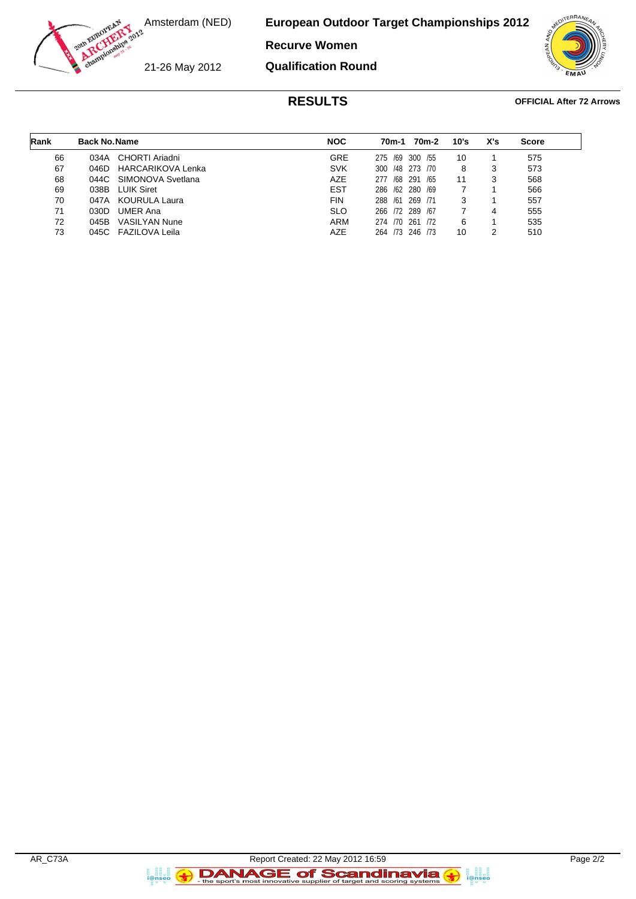Amsterdam (NED)

21-26 May 2012

# European Outdoor Target Championships 2012

## Recurve Women

## Qualification Round

## RESULTS

**OFFICIAL After 72 Arrows**

| Rank | Back No. | Name | NOC | 70m-1 | 70m-2 | 10's | X's | Score |
|---|---|---|---|---|---|---|---|---|
| 66 | 034A | CHORTI Ariadni | GRE | 275 /69 | 300 /55 | 10 | 1 | 575 |
| 67 | 046D | HARCARIKOVA Lenka | SVK | 300 /48 | 273 /70 | 8 | 3 | 573 |
| 68 | 044C | SIMONOVA Svetlana | AZE | 277 /68 | 291 /65 | 11 | 3 | 568 |
| 69 | 038B | LUIK Siret | EST | 286 /62 | 280 /69 | 7 | 1 | 566 |
| 70 | 047A | KOURULA Laura | FIN | 288 /61 | 269 /71 | 3 | 1 | 557 |
| 71 | 030D | UMER Ana | SLO | 266 /72 | 289 /67 | 7 | 4 | 555 |
| 72 | 045B | VASILYAN Nune | ARM | 274 /70 | 261 /72 | 6 | 1 | 535 |
| 73 | 045C | FAZILOVA Leila | AZE | 264 /73 | 246 /73 | 10 | 2 | 510 |

AR_C73A

Report Created: 22 May 2012 16:59